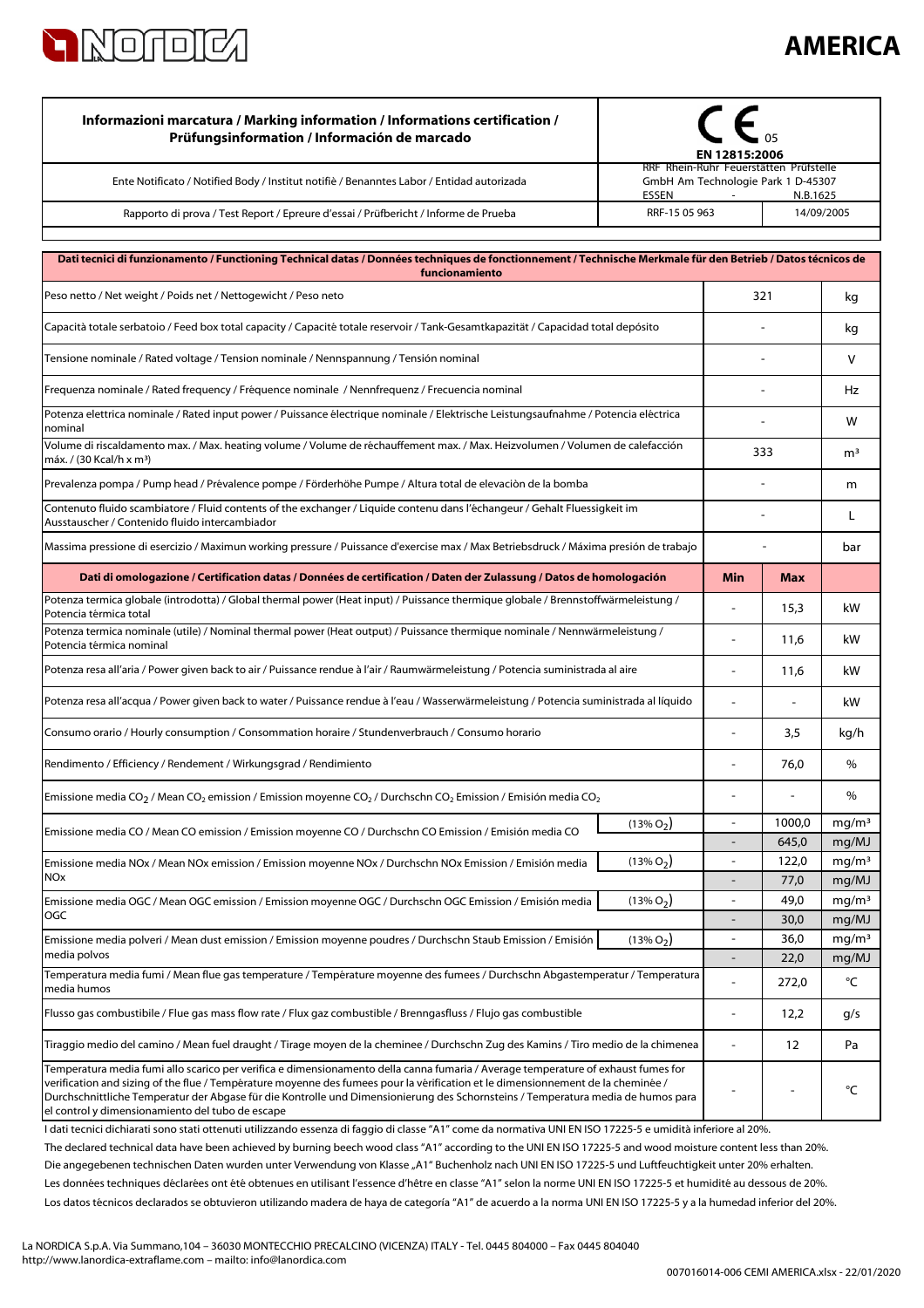# AMERICA

| Informazioni marcatura / Marking information / Informations certification / Prüfungsinformation / Información de marcado | CE 05 EN 12815:2006 | |
|---|---|---|
| Ente Notificato / Notified Body / Institut notifiè / Benanntes Labor / Entidad autorizada | RRF Rhein-Ruhr Feuerstätten Prüfstelle GmbH Am Technologie Park 1 D-45307 ESSEN - | N.B.1625 |
| Rapporto di prova / Test Report / Epreure d'essai / Prüfbericht / Informe de Prueba | RRF-15 05 963 | 14/09/2005 |

| Dati tecnici di funzionamento / Functioning Technical datas / Données techniques de fonctionnement / Technische Merkmale für den Betrieb / Datos técnicos de funcionamiento | | | | |
|---|---|---|---|---|
| Peso netto / Net weight / Poids net / Nettogewicht / Peso neto | | 321 | | kg |
| Capacità totale serbatoio / Feed box total capacity / Capacité totale reservoir / Tank-Gesamtkapazität / Capacidad total depósito | | - | | kg |
| Tensione nominale / Rated voltage / Tension nominale / Nennspannung / Tensión nominal | | - | | V |
| Frequenza nominale / Rated frequency / Fréquence nominale / Nennfrequenz / Frecuencia nominal | | - | | Hz |
| Potenza elettrica nominale / Rated input power / Puissance électrique nominale / Elektrische Leistungsaufnahme / Potencia eléctrica nominal | | - | | W |
| Volume di riscaldamento max. / Max. heating volume / Volume de réchauffement max. / Max. Heizvolumen / Volumen de calefacción máx. / (30 Kcal/h x m³) | | 333 | | m³ |
| Prevalenza pompa / Pump head / Prévalence pompe / Förderhöhe Pumpe / Altura total de elevaciòn de la bomba | | - | | m |
| Contenuto fluido scambiatore / Fluid contents of the exchanger / Liquide contenu dans l'échangeur / Gehalt Fluessigkeit im Ausstauscher / Contenido fluido intercambiador | | - | | L |
| Massima pressione di esercizio / Maximun working pressure / Puissance d'exercise max / Max Betriebsdruck / Máxima presión de trabajo | | - | | bar |
| **Dati di omologazione / Certification datas / Données de certification / Daten der Zulassung / Datos de homologación** | | **Min** | **Max** | |
| Potenza termica globale (introdotta) / Global thermal power (Heat input) / Puissance thermique globale / Brennstoffwärmeleistung / Potencia tèrmica total | | - | 15,3 | kW |
| Potenza termica nominale (utile) / Nominal thermal power (Heat output) / Puissance thermique nominale / Nennwärmeleistung / Potencia tèrmica nominal | | - | 11,6 | kW |
| Potenza resa all'aria / Power given back to air / Puissance rendue à l'air / Raumwärmeleistung / Potencia suministrada al aire | | - | 11,6 | kW |
| Potenza resa all'acqua / Power given back to water / Puissance rendue à l'eau / Wasserwärmeleistung / Potencia suministrada al líquido | | - | - | kW |
| Consumo orario / Hourly consumption / Consommation horaire / Stundenverbrauch / Consumo horario | | - | 3,5 | kg/h |
| Rendimento / Efficiency / Rendement / Wirkungsgrad / Rendimiento | | - | 76,0 | % |
| Emissione media $CO_2$ / Mean $CO_2$ emission / Emission moyenne $CO_2$ / Durchschn $CO_2$ Emission / Emisión media $CO_2$ | | - | - | % |
| Emissione media CO / Mean CO emission / Emission moyenne CO / Durchschn CO Emission / Emisión media CO | (13% $O_2$) | - | 1000,0 | mg/m³ |
| | | - | 645,0 | mg/MJ |
| Emissione media NOx / Mean NOx emission / Emission moyenne NOx / Durchschn NOx Emission / Emisión media NOx | (13% $O_2$) | - | 122,0 | mg/m³ |
| | | - | 77,0 | mg/MJ |
| Emissione media OGC / Mean OGC emission / Emission moyenne OGC / Durchschn OGC Emission / Emisión media OGC | (13% $O_2$) | - | 49,0 | mg/m³ |
| | | - | 30,0 | mg/MJ |
| Emissione media polveri / Mean dust emission / Emission moyenne poudres / Durchschn Staub Emission / Emisión media polvos | (13% $O_2$) | - | 36,0 | mg/m³ |
| | | - | 22,0 | mg/MJ |
| Temperatura media fumi / Mean flue gas temperature / Température moyenne des fumees / Durchschn Abgastemperatur / Temperatura media humos | | - | 272,0 | °C |
| Flusso gas combustibile / Flue gas mass flow rate / Flux gaz combustible / Brenngasfluss / Flujo gas combustible | | - | 12,2 | g/s |
| Tiraggio medio del camino / Mean fuel draught / Tirage moyen de la cheminee / Durchschn Zug des Kamins / Tiro medio de la chimenea | | - | 12 | Pa |
| Temperatura media fumi allo scarico per verifica e dimensionamento della canna fumaria / Average temperature of exhaust fumes for verification and sizing of the flue / Température moyenne des fumees pour la vèrification et le dimensionnement de la cheminée / Durchschnittliche Temperatur der Abgase für die Kontrolle und Dimensionierung des Schornsteins / Temperatura media de humos para el control y dimensionamiento del tubo de escape | | - | - | °C |

I dati tecnici dichiarati sono stati ottenuti utilizzando essenza di faggio di classe "A1" come da normativa UNI EN ISO 17225-5 e umidità inferiore al 20%.

The declared technical data have been achieved by burning beech wood class "A1" according to the UNI EN ISO 17225-5 and wood moisture content less than 20%.

Die angegebenen technischen Daten wurden unter Verwendung von Klasse „A1" Buchenholz nach UNI EN ISO 17225-5 und Luftfeuchtigkeit unter 20% erhalten.

Les données techniques déclarées ont été obtenues en utilisant l'essence d'hêtre en classe "A1" selon la norme UNI EN ISO 17225-5 et humidité au dessous de 20%.

Los datos técnicos declarados se obtuvieron utilizando madera de haya de categoría "A1" de acuerdo a la norma UNI EN ISO 17225-5 y a la humedad inferior del 20%.

La NORDICA S.p.A. Via Summano,104 – 36030 MONTECCHIO PRECALCINO (VICENZA) ITALY - Tel. 0445 804000 – Fax 0445 804040
http://www.lanordica-extraflame.com – mailto: info@lanordica.com

007016014-006 CEMI AMERICA.xlsx - 22/01/2020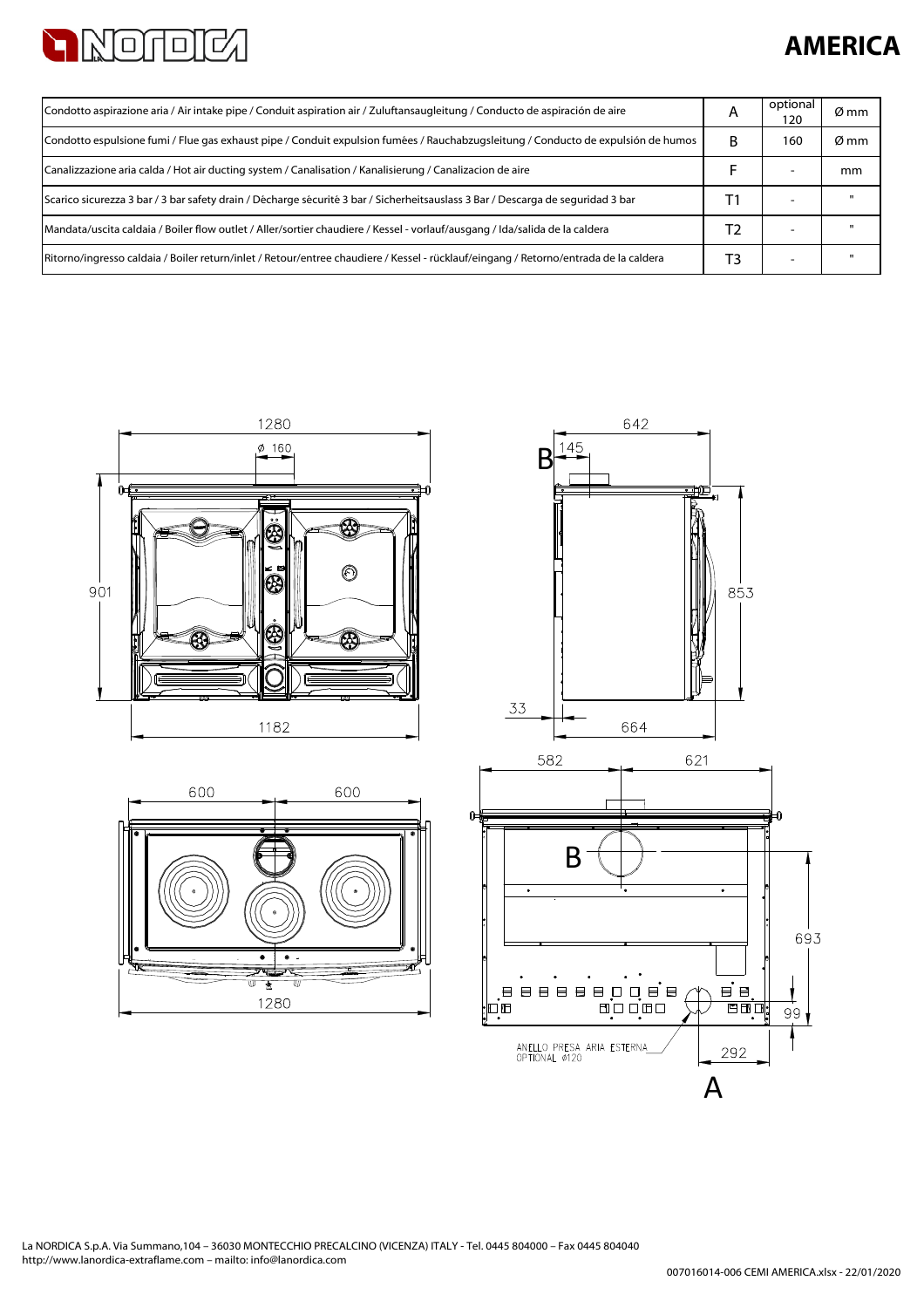# AMERICA

| | | | |
|---|---|---|---|
| Condotto aspirazione aria / Air intake pipe / Conduit aspiration air / Zuluftansaugleitung / Conducto de aspiración de aire | A | optional 120 | Ø mm |
| Condotto espulsione fumi / Flue gas exhaust pipe / Conduit expulsion fumées / Rauchabzugsleitung / Conducto de expulsión de humos | B | 160 | Ø mm |
| Canalizzazione aria calda / Hot air ducting system / Canalisation / Kanalisierung / Canalizacion de aire | F | - | mm |
| Scarico sicurezza 3 bar / 3 bar safety drain / Décharge sécurité 3 bar / Sicherheitsauslass 3 Bar / Descarga de seguridad 3 bar | T1 | - | " |
| Mandata/uscita caldaia / Boiler flow outlet / Aller/sortier chaudiere / Kessel - vorlauf/ausgang / Ida/salida de la caldera | T2 | - | " |
| Ritorno/ingresso caldaia / Boiler return/inlet / Retour/entree chaudiere / Kessel - rücklauf/eingang / Retorno/entrada de la caldera | T3 | - | " |

1280
ø 160
901
1182

642
B 145
853
33
664

600 600
1280

582 621
B
693
99
ANELLO PRESA ARIA ESTERNA
OPTIONAL ø120
292
A

La NORDICA S.p.A. Via Summano,104 – 36030 MONTECCHIO PRECALCINO (VICENZA) ITALY - Tel. 0445 804000 – Fax 0445 804040
http://www.lanordica-extraflame.com – mailto: info@lanordica.com

007016014-006 CEMI AMERICA.xlsx - 22/01/2020